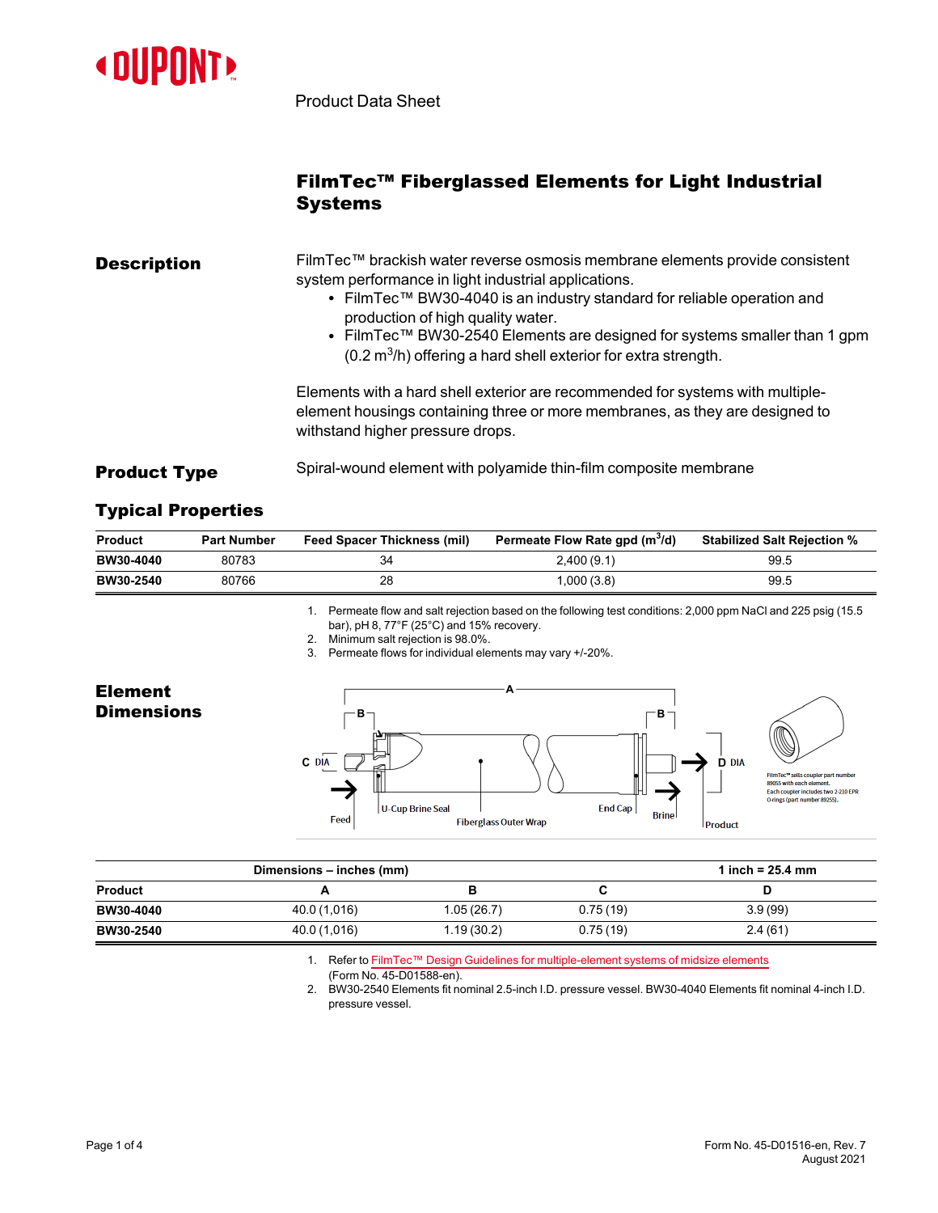Product Data Sheet

# FilmTec™ Fiberglassed Elements for Light Industrial Systems

## Description

FilmTec™ brackish water reverse osmosis membrane elements provide consistent system performance in light industrial applications.

- FilmTec™ BW30-4040 is an industry standard for reliable operation and production of high quality water.
- FilmTec™ BW30-2540 Elements are designed for systems smaller than 1 gpm (0.2 $m^3$/h) offering a hard shell exterior for extra strength.

Elements with a hard shell exterior are recommended for systems with multiple-element housings containing three or more membranes, as they are designed to withstand higher pressure drops.

## Product Type

Spiral-wound element with polyamide thin-film composite membrane

## Typical Properties

| Product | Part Number | Feed Spacer Thickness (mil) | Permeate Flow Rate gpd ($m^3$/d) | Stabilized Salt Rejection % |
|---|---|---|---|---|
| **BW30-4040** | 80783 | 34 | 2,400 (9.1) | 99.5 |
| **BW30-2540** | 80766 | 28 | 1,000 (3.8) | 99.5 |

1. Permeate flow and salt rejection based on the following test conditions: 2,000 ppm NaCl and 225 psig (15.5 bar), pH 8, 77°F (25°C) and 15% recovery.
2. Minimum salt rejection is 98.0%.
3. Permeate flows for individual elements may vary +/-20%.

## Element Dimensions

FilmTec™ sells coupler part number 89055 with each element. Each coupler includes two 2-210 EPR O-rings (part number 89255).

| | Dimensions – inches (mm) | | | 1 inch = 25.4 mm |
|---|---|---|---|---|
| **Product** | **A** | **B** | **C** | **D** |
| **BW30-4040** | 40.0 (1,016) | 1.05 (26.7) | 0.75 (19) | 3.9 (99) |
| **BW30-2540** | 40.0 (1,016) | 1.19 (30.2) | 0.75 (19) | 2.4 (61) |

1. Refer to FilmTec™ Design Guidelines for multiple-element systems of midsize elements (Form No. 45-D01588-en).
2. BW30-2540 Elements fit nominal 2.5-inch I.D. pressure vessel. BW30-4040 Elements fit nominal 4-inch I.D. pressure vessel.

Form No. 45-D01516-en, Rev. 7
August 2021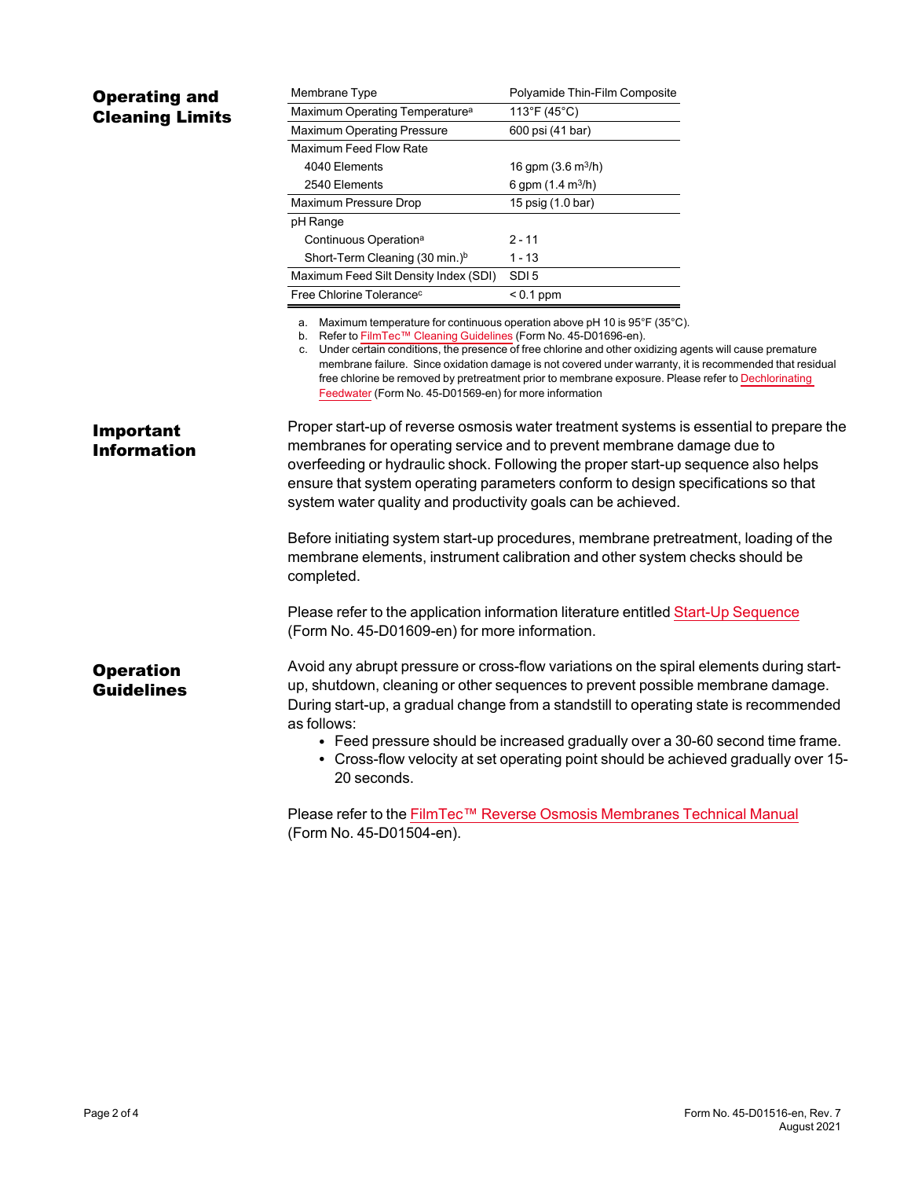## Operating and Cleaning Limits

| Membrane Type | Polyamide Thin-Film Composite |
|---|---|
| Maximum Operating Temperature[a] | 113°F (45°C) |
| Maximum Operating Pressure | 600 psi (41 bar) |
| Maximum Feed Flow Rate | |
| 4040 Elements | 16 gpm (3.6 $m^3$/h) |
| 2540 Elements | 6 gpm (1.4 $m^3$/h) |
| Maximum Pressure Drop | 15 psig (1.0 bar) |
| pH Range | |
| Continuous Operation[a] | 2 - 11 |
| Short-Term Cleaning (30 min.)[b] | 1 - 13 |
| Maximum Feed Silt Density Index (SDI) | SDI 5 |
| Free Chlorine Tolerance[c] | < 0.1 ppm |

a. Maximum temperature for continuous operation above pH 10 is 95°F (35°C).
b. Refer to FilmTec™ Cleaning Guidelines (Form No. 45-D01696-en).
c. Under certain conditions, the presence of free chlorine and other oxidizing agents will cause premature membrane failure. Since oxidation damage is not covered under warranty, it is recommended that residual free chlorine be removed by pretreatment prior to membrane exposure. Please refer to Dechlorinating Feedwater (Form No. 45-D01569-en) for more information

## Important Information

Proper start-up of reverse osmosis water treatment systems is essential to prepare the membranes for operating service and to prevent membrane damage due to overfeeding or hydraulic shock. Following the proper start-up sequence also helps ensure that system operating parameters conform to design specifications so that system water quality and productivity goals can be achieved.

Before initiating system start-up procedures, membrane pretreatment, loading of the membrane elements, instrument calibration and other system checks should be completed.

Please refer to the application information literature entitled Start-Up Sequence (Form No. 45-D01609-en) for more information.

## Operation Guidelines

Avoid any abrupt pressure or cross-flow variations on the spiral elements during start-up, shutdown, cleaning or other sequences to prevent possible membrane damage. During start-up, a gradual change from a standstill to operating state is recommended as follows:

- Feed pressure should be increased gradually over a 30-60 second time frame.
- Cross-flow velocity at set operating point should be achieved gradually over 15-20 seconds.

Please refer to the FilmTec™ Reverse Osmosis Membranes Technical Manual (Form No. 45-D01504-en).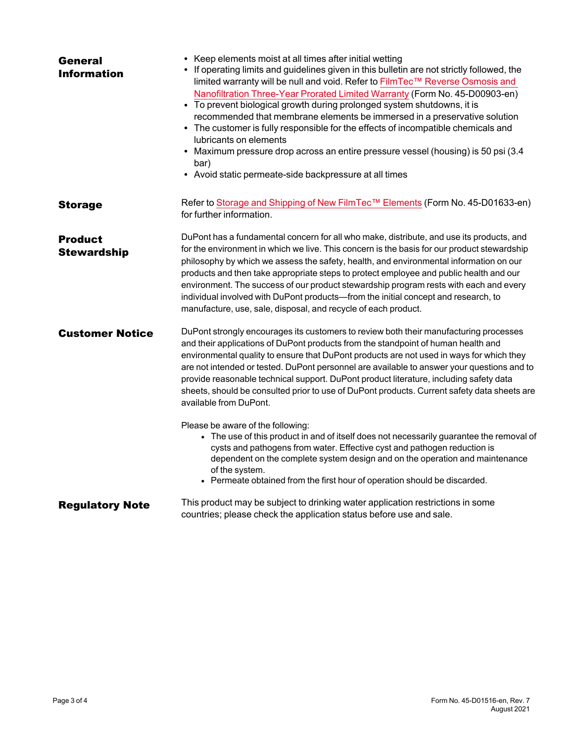## General Information

- Keep elements moist at all times after initial wetting
- If operating limits and guidelines given in this bulletin are not strictly followed, the limited warranty will be null and void. Refer to FilmTec™ Reverse Osmosis and Nanofiltration Three-Year Prorated Limited Warranty (Form No. 45-D00903-en)
- To prevent biological growth during prolonged system shutdowns, it is recommended that membrane elements be immersed in a preservative solution
- The customer is fully responsible for the effects of incompatible chemicals and lubricants on elements
- Maximum pressure drop across an entire pressure vessel (housing) is 50 psi (3.4 bar)
- Avoid static permeate-side backpressure at all times

## Storage

Refer to Storage and Shipping of New FilmTec™ Elements (Form No. 45-D01633-en) for further information.

## Product Stewardship

DuPont has a fundamental concern for all who make, distribute, and use its products, and for the environment in which we live. This concern is the basis for our product stewardship philosophy by which we assess the safety, health, and environmental information on our products and then take appropriate steps to protect employee and public health and our environment. The success of our product stewardship program rests with each and every individual involved with DuPont products—from the initial concept and research, to manufacture, use, sale, disposal, and recycle of each product.

## Customer Notice

DuPont strongly encourages its customers to review both their manufacturing processes and their applications of DuPont products from the standpoint of human health and environmental quality to ensure that DuPont products are not used in ways for which they are not intended or tested. DuPont personnel are available to answer your questions and to provide reasonable technical support. DuPont product literature, including safety data sheets, should be consulted prior to use of DuPont products. Current safety data sheets are available from DuPont.

Please be aware of the following:

- The use of this product in and of itself does not necessarily guarantee the removal of cysts and pathogens from water. Effective cyst and pathogen reduction is dependent on the complete system design and on the operation and maintenance of the system.
- Permeate obtained from the first hour of operation should be discarded.

## Regulatory Note

This product may be subject to drinking water application restrictions in some countries; please check the application status before use and sale.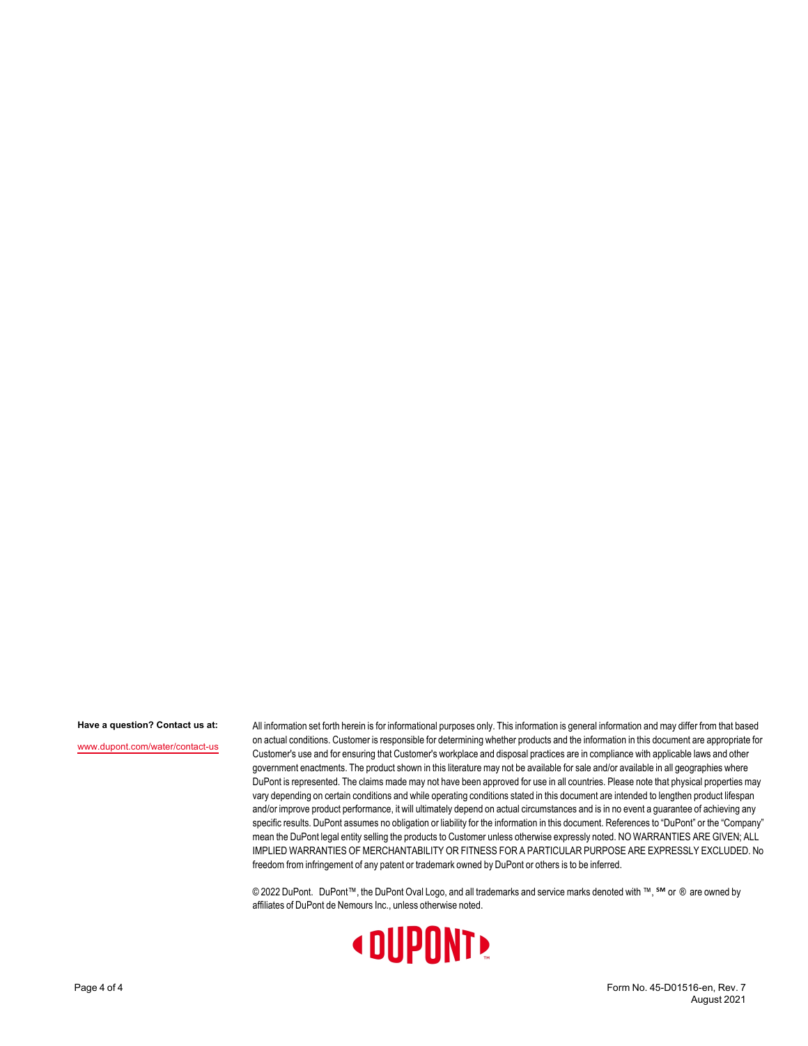**Have a question? Contact us at:**

www.dupont.com/water/contact-us

All information set forth herein is for informational purposes only. This information is general information and may differ from that based on actual conditions. Customer is responsible for determining whether products and the information in this document are appropriate for Customer's use and for ensuring that Customer's workplace and disposal practices are in compliance with applicable laws and other government enactments. The product shown in this literature may not be available for sale and/or available in all geographies where DuPont is represented. The claims made may not have been approved for use in all countries. Please note that physical properties may vary depending on certain conditions and while operating conditions stated in this document are intended to lengthen product lifespan and/or improve product performance, it will ultimately depend on actual circumstances and is in no event a guarantee of achieving any specific results. DuPont assumes no obligation or liability for the information in this document. References to "DuPont" or the "Company" mean the DuPont legal entity selling the products to Customer unless otherwise expressly noted. NO WARRANTIES ARE GIVEN; ALL IMPLIED WARRANTIES OF MERCHANTABILITY OR FITNESS FOR A PARTICULAR PURPOSE ARE EXPRESSLY EXCLUDED. No freedom from infringement of any patent or trademark owned by DuPont or others is to be inferred.

© 2022 DuPont. DuPont™, the DuPont Oval Logo, and all trademarks and service marks denoted with ™, ℠ or ® are owned by affiliates of DuPont de Nemours Inc., unless otherwise noted.

DUPONT™

Form No. 45-D01516-en, Rev. 7
August 2021